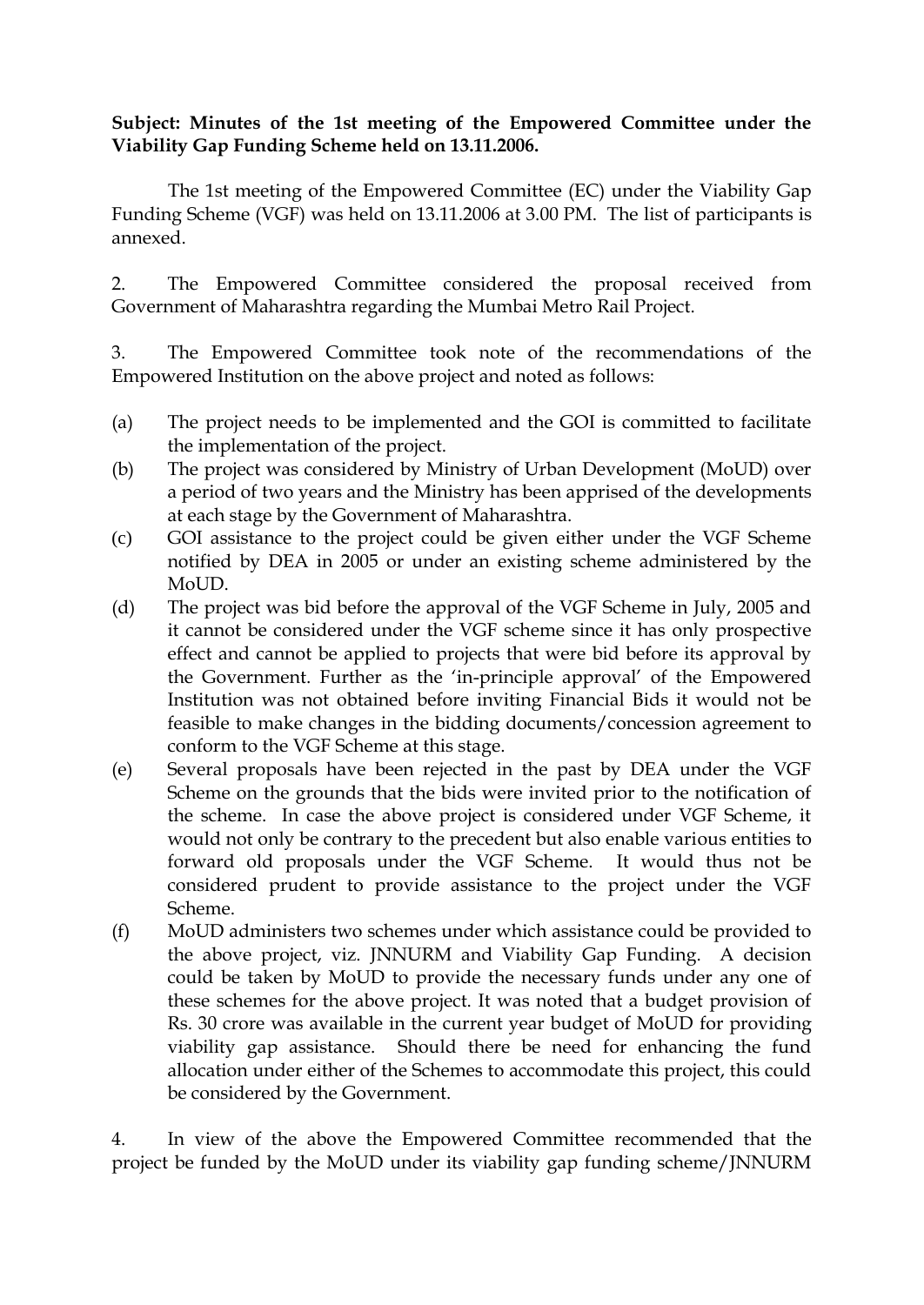**Subject: Minutes of the 1st meeting of the Empowered Committee under the Viability Gap Funding Scheme held on 13.11.2006.**

The 1st meeting of the Empowered Committee (EC) under the Viability Gap Funding Scheme (VGF) was held on 13.11.2006 at 3.00 PM. The list of participants is annexed.

2. The Empowered Committee considered the proposal received from Government of Maharashtra regarding the Mumbai Metro Rail Project.

3. The Empowered Committee took note of the recommendations of the Empowered Institution on the above project and noted as follows:

(a) The project needs to be implemented and the GOI is committed to facilitate the implementation of the project.

(b) The project was considered by Ministry of Urban Development (MoUD) over a period of two years and the Ministry has been apprised of the developments at each stage by the Government of Maharashtra.

(c) GOI assistance to the project could be given either under the VGF Scheme notified by DEA in 2005 or under an existing scheme administered by the MoUD.

(d) The project was bid before the approval of the VGF Scheme in July, 2005 and it cannot be considered under the VGF scheme since it has only prospective effect and cannot be applied to projects that were bid before its approval by the Government. Further as the 'in-principle approval' of the Empowered Institution was not obtained before inviting Financial Bids it would not be feasible to make changes in the bidding documents/concession agreement to conform to the VGF Scheme at this stage.

(e) Several proposals have been rejected in the past by DEA under the VGF Scheme on the grounds that the bids were invited prior to the notification of the scheme. In case the above project is considered under VGF Scheme, it would not only be contrary to the precedent but also enable various entities to forward old proposals under the VGF Scheme. It would thus not be considered prudent to provide assistance to the project under the VGF Scheme.

(f) MoUD administers two schemes under which assistance could be provided to the above project, viz. JNNURM and Viability Gap Funding. A decision could be taken by MoUD to provide the necessary funds under any one of these schemes for the above project. It was noted that a budget provision of Rs. 30 crore was available in the current year budget of MoUD for providing viability gap assistance. Should there be need for enhancing the fund allocation under either of the Schemes to accommodate this project, this could be considered by the Government.

4. In view of the above the Empowered Committee recommended that the project be funded by the MoUD under its viability gap funding scheme/JNNURM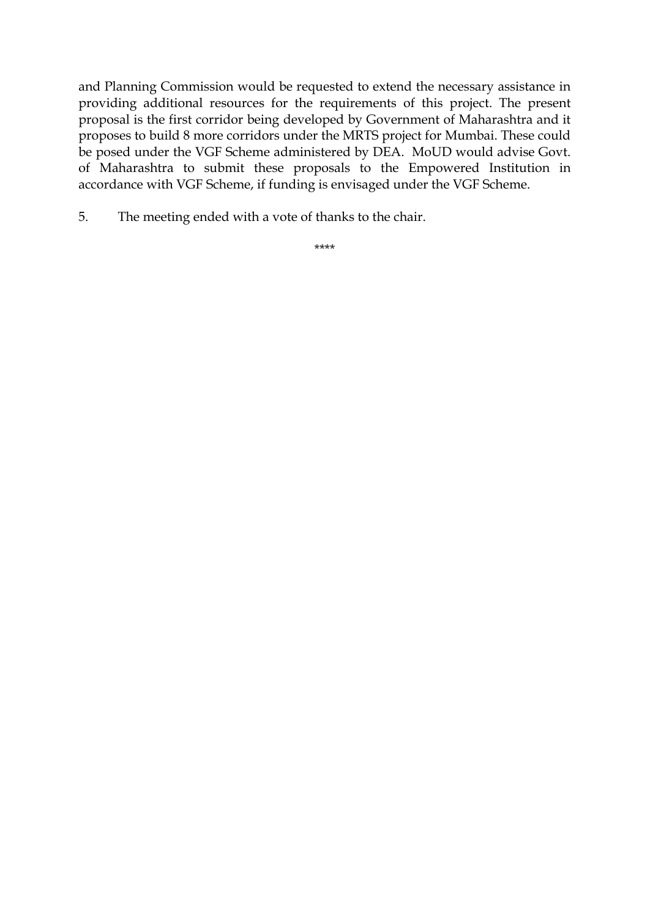and Planning Commission would be requested to extend the necessary assistance in providing additional resources for the requirements of this project. The present proposal is the first corridor being developed by Government of Maharashtra and it proposes to build 8 more corridors under the MRTS project for Mumbai. These could be posed under the VGF Scheme administered by DEA. MoUD would advise Govt. of Maharashtra to submit these proposals to the Empowered Institution in accordance with VGF Scheme, if funding is envisaged under the VGF Scheme.

5. The meeting ended with a vote of thanks to the chair.

****